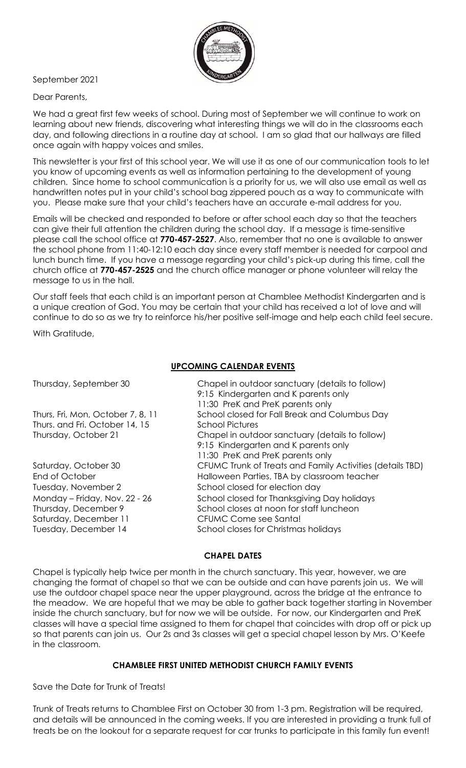September 2021

Dear Parents,

We had a great first few weeks of school. During most of September we will continue to work on learning about new friends, discovering what interesting things we will do in the classrooms each day, and following directions in a routine day at school. I am so glad that our hallways are filled once again with happy voices and smiles.

This newsletter is your first of this school year. We will use it as one of our communication tools to let you know of upcoming events as well as information pertaining to the development of young children. Since home to school communication is a priority for us, we will also use email as well as handwritten notes put in your child's school bag zippered pouch as a way to communicate with you. Please make sure that your child's teachers have an accurate e-mail address for you.

Emails will be checked and responded to before or after school each day so that the teachers can give their full attention the children during the school day. If a message is time-sensitive please call the school office at **770-457-2527**. Also, remember that no one is available to answer the school phone from 11:40-12:10 each day since every staff member is needed for carpool and lunch bunch time. If you have a message regarding your child's pick-up during this time, call the church office at **770-457-2525** and the church office manager or phone volunteer will relay the message to us in the hall.

Our staff feels that each child is an important person at Chamblee Methodist Kindergarten and is a unique creation of God. You may be certain that your child has received a lot of love and will continue to do so as we try to reinforce his/her positive self-image and help each child feel secure.

With Gratitude,

## UPCOMING CALENDAR EVENTS

| | |
|---|---|
| Thursday, September 30 | Chapel in outdoor sanctuary (details to follow)<br>9:15 Kindergarten and K parents only<br>11:30 PreK and PreK parents only |
| Thurs, Fri, Mon, October 7, 8, 11 | School closed for Fall Break and Columbus Day |
| Thurs. and Fri. October 14, 15 | School Pictures |
| Thursday, October 21 | Chapel in outdoor sanctuary (details to follow)<br>9:15 Kindergarten and K parents only<br>11:30 PreK and PreK parents only |
| Saturday, October 30 | CFUMC Trunk of Treats and Family Activities (details TBD) |
| End of October | Halloween Parties, TBA by classroom teacher |
| Tuesday, November 2 | School closed for election day |
| Monday – Friday, Nov. 22 - 26 | School closed for Thanksgiving Day holidays |
| Thursday, December 9 | School closes at noon for staff luncheon |
| Saturday, December 11 | CFUMC Come see Santa! |
| Tuesday, December 14 | School closes for Christmas holidays |

## CHAPEL DATES

Chapel is typically help twice per month in the church sanctuary. This year, however, we are changing the format of chapel so that we can be outside and can have parents join us. We will use the outdoor chapel space near the upper playground, across the bridge at the entrance to the meadow. We are hopeful that we may be able to gather back together starting in November inside the church sanctuary, but for now we will be outside. For now, our Kindergarten and PreK classes will have a special time assigned to them for chapel that coincides with drop off or pick up so that parents can join us. Our 2s and 3s classes will get a special chapel lesson by Mrs. O'Keefe in the classroom.

## CHAMBLEE FIRST UNITED METHODIST CHURCH FAMILY EVENTS

Save the Date for Trunk of Treats!

Trunk of Treats returns to Chamblee First on October 30 from 1-3 pm. Registration will be required, and details will be announced in the coming weeks. If you are interested in providing a trunk full of treats be on the lookout for a separate request for car trunks to participate in this family fun event!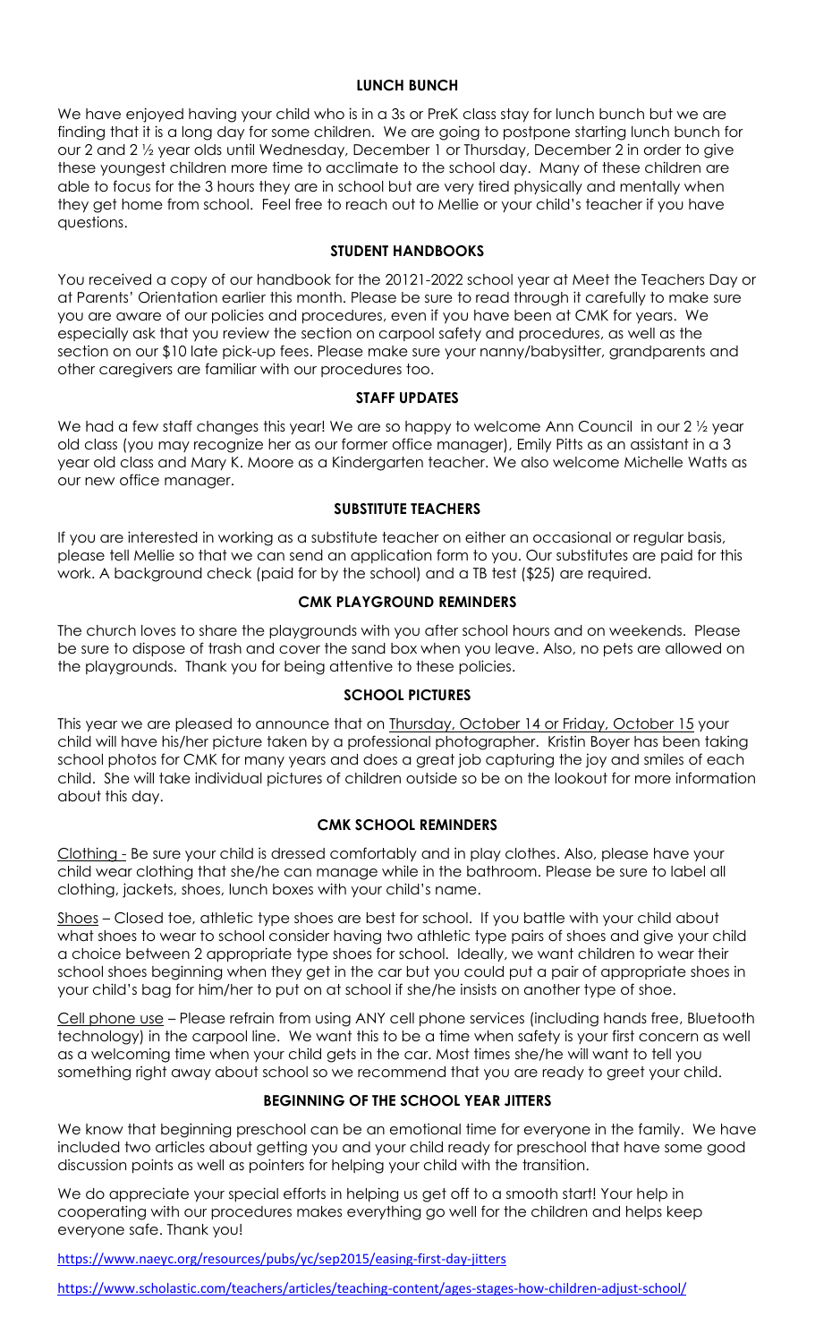## LUNCH BUNCH

We have enjoyed having your child who is in a 3s or PreK class stay for lunch bunch but we are finding that it is a long day for some children. We are going to postpone starting lunch bunch for our 2 and 2 ½ year olds until Wednesday, December 1 or Thursday, December 2 in order to give these youngest children more time to acclimate to the school day. Many of these children are able to focus for the 3 hours they are in school but are very tired physically and mentally when they get home from school. Feel free to reach out to Mellie or your child's teacher if you have questions.

## STUDENT HANDBOOKS

You received a copy of our handbook for the 20121-2022 school year at Meet the Teachers Day or at Parents' Orientation earlier this month. Please be sure to read through it carefully to make sure you are aware of our policies and procedures, even if you have been at CMK for years. We especially ask that you review the section on carpool safety and procedures, as well as the section on our $10 late pick-up fees. Please make sure your nanny/babysitter, grandparents and other caregivers are familiar with our procedures too.

## STAFF UPDATES

We had a few staff changes this year! We are so happy to welcome Ann Council in our 2 ½ year old class (you may recognize her as our former office manager), Emily Pitts as an assistant in a 3 year old class and Mary K. Moore as a Kindergarten teacher. We also welcome Michelle Watts as our new office manager.

## SUBSTITUTE TEACHERS

If you are interested in working as a substitute teacher on either an occasional or regular basis, please tell Mellie so that we can send an application form to you. Our substitutes are paid for this work. A background check (paid for by the school) and a TB test ($25) are required.

## CMK PLAYGROUND REMINDERS

The church loves to share the playgrounds with you after school hours and on weekends. Please be sure to dispose of trash and cover the sand box when you leave. Also, no pets are allowed on the playgrounds. Thank you for being attentive to these policies.

## SCHOOL PICTURES

This year we are pleased to announce that on Thursday, October 14 or Friday, October 15 your child will have his/her picture taken by a professional photographer. Kristin Boyer has been taking school photos for CMK for many years and does a great job capturing the joy and smiles of each child. She will take individual pictures of children outside so be on the lookout for more information about this day.

## CMK SCHOOL REMINDERS

Clothing - Be sure your child is dressed comfortably and in play clothes. Also, please have your child wear clothing that she/he can manage while in the bathroom. Please be sure to label all clothing, jackets, shoes, lunch boxes with your child's name.

Shoes – Closed toe, athletic type shoes are best for school. If you battle with your child about what shoes to wear to school consider having two athletic type pairs of shoes and give your child a choice between 2 appropriate type shoes for school. Ideally, we want children to wear their school shoes beginning when they get in the car but you could put a pair of appropriate shoes in your child's bag for him/her to put on at school if she/he insists on another type of shoe.

Cell phone use – Please refrain from using ANY cell phone services (including hands free, Bluetooth technology) in the carpool line. We want this to be a time when safety is your first concern as well as a welcoming time when your child gets in the car. Most times she/he will want to tell you something right away about school so we recommend that you are ready to greet your child.

## BEGINNING OF THE SCHOOL YEAR JITTERS

We know that beginning preschool can be an emotional time for everyone in the family. We have included two articles about getting you and your child ready for preschool that have some good discussion points as well as pointers for helping your child with the transition.

We do appreciate your special efforts in helping us get off to a smooth start! Your help in cooperating with our procedures makes everything go well for the children and helps keep everyone safe. Thank you!

https://www.naeyc.org/resources/pubs/yc/sep2015/easing-first-day-jitters

https://www.scholastic.com/teachers/articles/teaching-content/ages-stages-how-children-adjust-school/